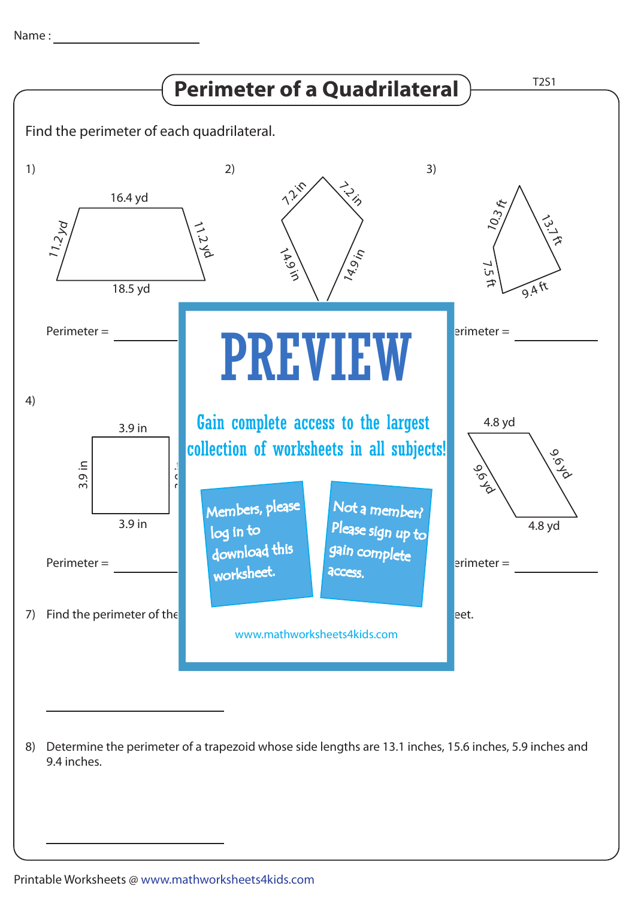Name : ____________________

# Perimeter of a Quadrilateral

T2S1

Find the perimeter of each quadrilateral.

1)

16.4 yd

11.2 yd

11.2 yd

18.5 yd

Perimeter = ____________

2)

7.2 in

7.2 in

14.9 in

14.9 in

3)

10.3 ft

13.7 ft

7.5 ft

9.4 ft

Perimeter = ____________

4)

3.9 in

3.9 in

3.9 in

Perimeter = ____________

4.8 yd

9.6 yd

9.6 yd

4.8 yd

Perimeter = ____________

PREVIEW

Gain complete access to the largest collection of worksheets in all subjects!

Members, please log in to download this worksheet.

Not a member? Please sign up to gain complete access.

www.mathworksheets4kids.com

7) Find the perimeter of the ... eet.

____________________

8) Determine the perimeter of a trapezoid whose side lengths are 13.1 inches, 15.6 inches, 5.9 inches and 9.4 inches.

____________________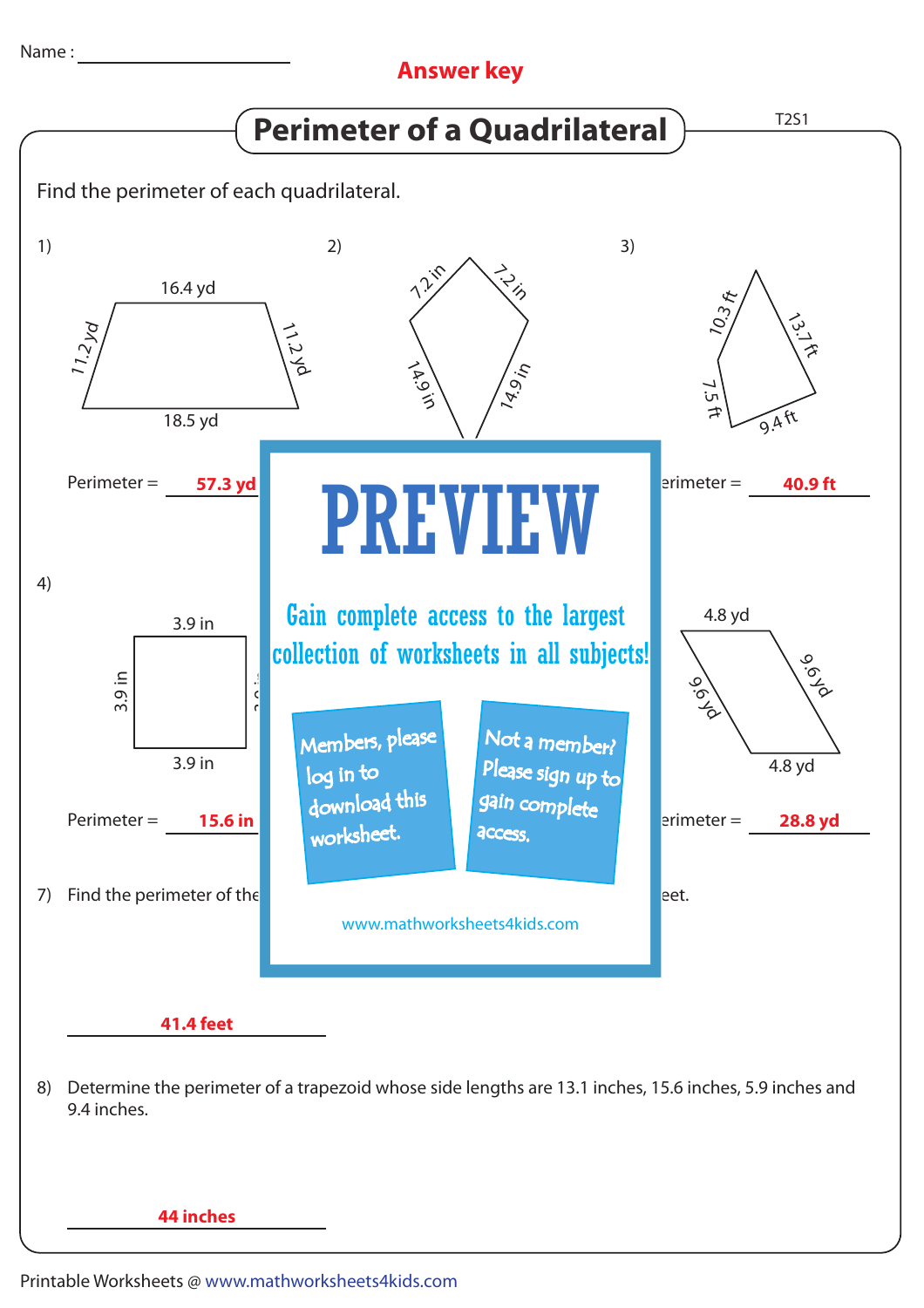Name : ____________________

**Answer key**

# Perimeter of a Quadrilateral

T2S1

Find the perimeter of each quadrilateral.

1)

16.4 yd

11.2 yd

11.2 yd

18.5 yd

Perimeter = **57.3 yd**

2)

7.2 in

7.2 in

14.9 in

14.9 in

3)

10.3 ft

13.7 ft

7.5 ft

9.4 ft

Perimeter = **40.9 ft**

PREVIEW

Gain complete access to the largest collection of worksheets in all subjects!

Members, please log in to download this worksheet.

Not a member? Please sign up to gain complete access.

www.mathworksheets4kids.com

4)

3.9 in

3.9 in

3.9 in

Perimeter = **15.6 in**

4.8 yd

9.6 yd

9.6 yd

4.8 yd

Perimeter = **28.8 yd**

7) Find the perimeter of the ... eet.

**41.4 feet**

8) Determine the perimeter of a trapezoid whose side lengths are 13.1 inches, 15.6 inches, 5.9 inches and 9.4 inches.

**44 inches**

Printable Worksheets @ www.mathworksheets4kids.com